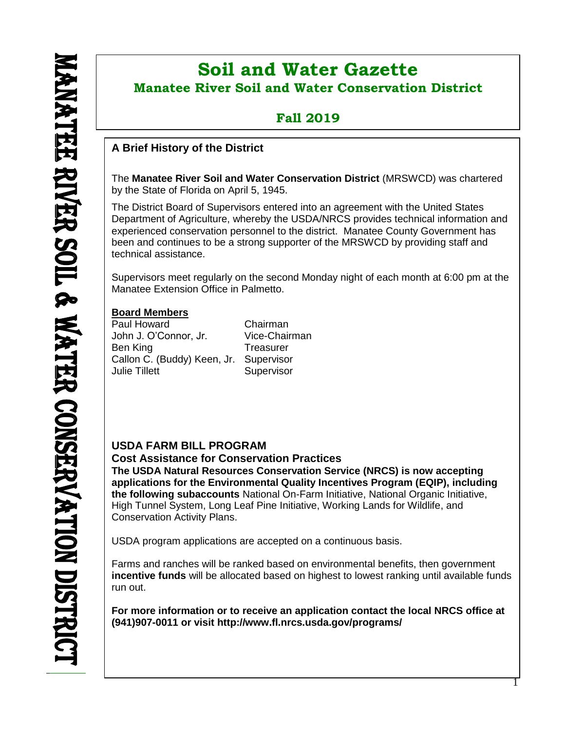# Soil and Water Gazette

## Manatee River Soil and Water Conservation District

## Fall 2019

### A Brief History of the District

The **Manatee River Soil and Water Conservation District** (MRSWCD) was chartered by the State of Florida on April 5, 1945.

The District Board of Supervisors entered into an agreement with the United States Department of Agriculture, whereby the USDA/NRCS provides technical information and experienced conservation personnel to the district. Manatee County Government has been and continues to be a strong supporter of the MRSWCD by providing staff and technical assistance.

Supervisors meet regularly on the second Monday night of each month at 6:00 pm at the Manatee Extension Office in Palmetto.

**Board Members**

| | |
|---|---|
| Paul Howard | Chairman |
| John J. O'Connor, Jr. | Vice-Chairman |
| Ben King | Treasurer |
| Callon C. (Buddy) Keen, Jr. | Supervisor |
| Julie Tillett | Supervisor |

### USDA FARM BILL PROGRAM

**Cost Assistance for Conservation Practices**

**The USDA Natural Resources Conservation Service (NRCS) is now accepting applications for the Environmental Quality Incentives Program (EQIP), including the following subaccounts** National On-Farm Initiative, National Organic Initiative, High Tunnel System, Long Leaf Pine Initiative, Working Lands for Wildlife, and Conservation Activity Plans.

USDA program applications are accepted on a continuous basis.

Farms and ranches will be ranked based on environmental benefits, then government **incentive funds** will be allocated based on highest to lowest ranking until available funds run out.

**For more information or to receive an application contact the local NRCS office at (941)907-0011 or visit http://www.fl.nrcs.usda.gov/programs/**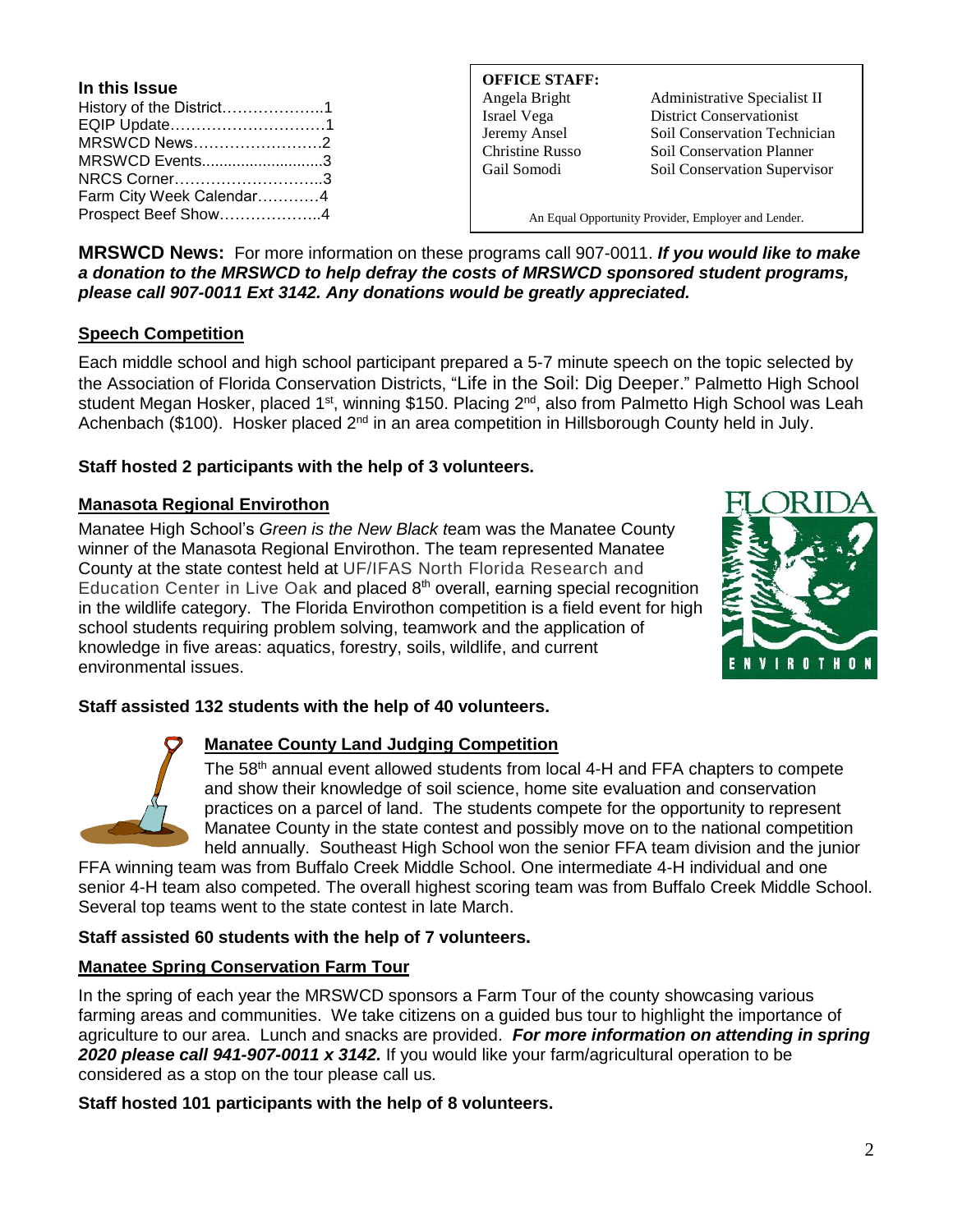**In this Issue**

| | |
|---|---|
| History of the District | 1 |
| EQIP Update | 1 |
| MRSWCD News | 2 |
| MRSWCD Events | 3 |
| NRCS Corner | 3 |
| Farm City Week Calendar | 4 |
| Prospect Beef Show | 4 |

**OFFICE STAFF:**

| | |
|---|---|
| Angela Bright | Administrative Specialist II |
| Israel Vega | District Conservationist |
| Jeremy Ansel | Soil Conservation Technician |
| Christine Russo | Soil Conservation Planner |
| Gail Somodi | Soil Conservation Supervisor |

An Equal Opportunity Provider, Employer and Lender.

**MRSWCD News:** For more information on these programs call 907-0011. ***If you would like to make a donation to the MRSWCD to help defray the costs of MRSWCD sponsored student programs, please call 907-0011 Ext 3142. Any donations would be greatly appreciated.***

## Speech Competition

Each middle school and high school participant prepared a 5-7 minute speech on the topic selected by the Association of Florida Conservation Districts, "Life in the Soil: Dig Deeper." Palmetto High School student Megan Hosker, placed 1st, winning $150. Placing 2nd, also from Palmetto High School was Leah Achenbach ($100). Hosker placed 2nd in an area competition in Hillsborough County held in July.

**Staff hosted 2 participants with the help of 3 volunteers.**

## Manasota Regional Envirothon

Manatee High School's *Green is the New Black t*eam was the Manatee County winner of the Manasota Regional Envirothon. The team represented Manatee County at the state contest held at UF/IFAS North Florida Research and Education Center in Live Oak and placed 8th overall, earning special recognition in the wildlife category. The Florida Envirothon competition is a field event for high school students requiring problem solving, teamwork and the application of knowledge in five areas: aquatics, forestry, soils, wildlife, and current environmental issues.

**Staff assisted 132 students with the help of 40 volunteers.**

## Manatee County Land Judging Competition

The 58th annual event allowed students from local 4-H and FFA chapters to compete and show their knowledge of soil science, home site evaluation and conservation practices on a parcel of land. The students compete for the opportunity to represent Manatee County in the state contest and possibly move on to the national competition held annually. Southeast High School won the senior FFA team division and the junior FFA winning team was from Buffalo Creek Middle School. One intermediate 4-H individual and one senior 4-H team also competed. The overall highest scoring team was from Buffalo Creek Middle School. Several top teams went to the state contest in late March.

**Staff assisted 60 students with the help of 7 volunteers.**

## Manatee Spring Conservation Farm Tour

In the spring of each year the MRSWCD sponsors a Farm Tour of the county showcasing various farming areas and communities. We take citizens on a guided bus tour to highlight the importance of agriculture to our area. Lunch and snacks are provided. ***For more information on attending in spring 2020 please call 941-907-0011 x 3142.*** If you would like your farm/agricultural operation to be considered as a stop on the tour please call us.

**Staff hosted 101 participants with the help of 8 volunteers.**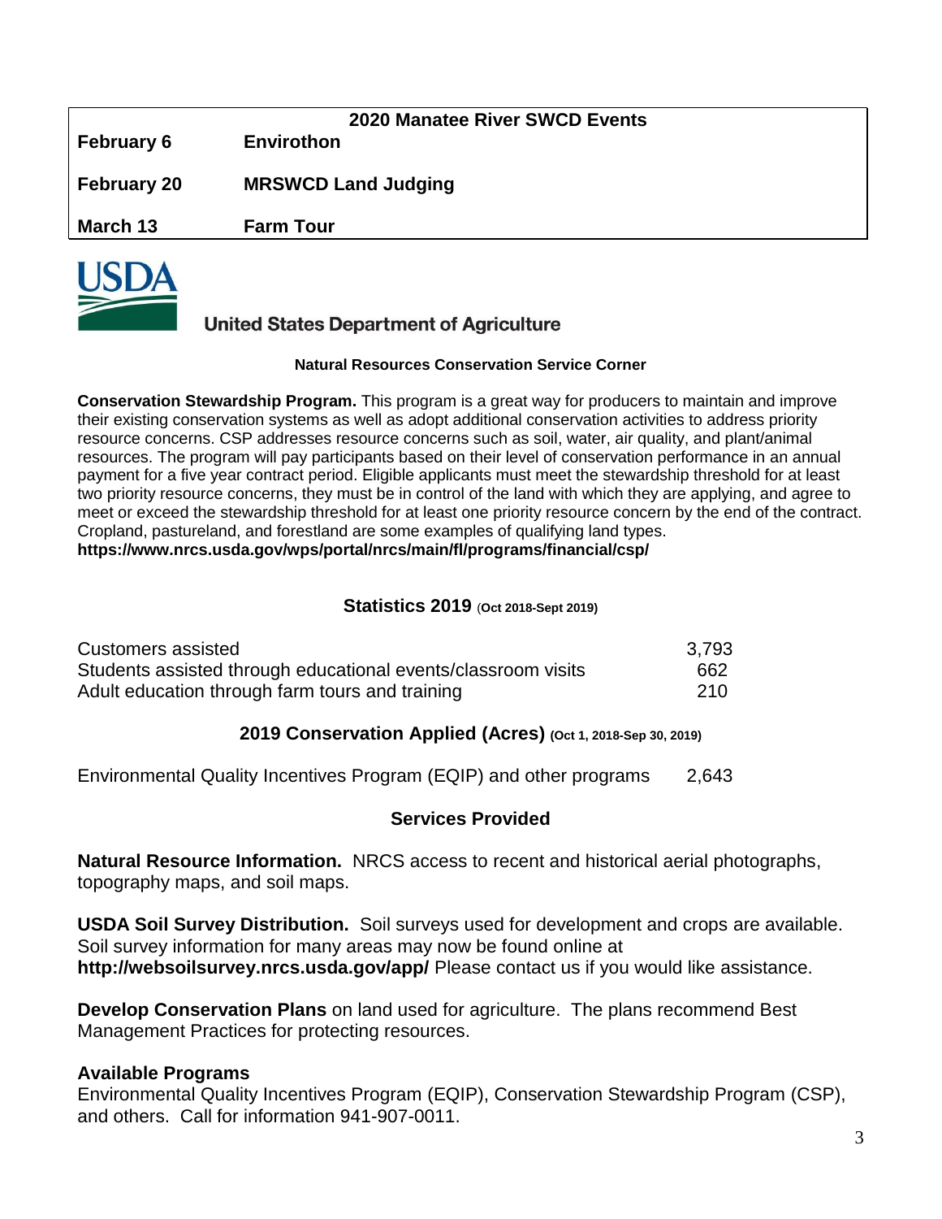| 2020 Manatee River SWCD Events | |
|---|---|
| **February 6** | **Envirothon** |
| **February 20** | **MRSWCD Land Judging** |
| **March 13** | **Farm Tour** |

United States Department of Agriculture

### Natural Resources Conservation Service Corner

**Conservation Stewardship Program.** This program is a great way for producers to maintain and improve their existing conservation systems as well as adopt additional conservation activities to address priority resource concerns. CSP addresses resource concerns such as soil, water, air quality, and plant/animal resources. The program will pay participants based on their level of conservation performance in an annual payment for a five year contract period. Eligible applicants must meet the stewardship threshold for at least two priority resource concerns, they must be in control of the land with which they are applying, and agree to meet or exceed the stewardship threshold for at least one priority resource concern by the end of the contract. Cropland, pastureland, and forestland are some examples of qualifying land types.
**https://www.nrcs.usda.gov/wps/portal/nrcs/main/fl/programs/financial/csp/**

### Statistics 2019 (Oct 2018-Sept 2019)

| | |
|---|---|
| Customers assisted | 3,793 |
| Students assisted through educational events/classroom visits | 662 |
| Adult education through farm tours and training | 210 |

### 2019 Conservation Applied (Acres) (Oct 1, 2018-Sep 30, 2019)

| | |
|---|---|
| Environmental Quality Incentives Program (EQIP) and other programs | 2,643 |

### Services Provided

**Natural Resource Information.** NRCS access to recent and historical aerial photographs, topography maps, and soil maps.

**USDA Soil Survey Distribution.** Soil surveys used for development and crops are available. Soil survey information for many areas may now be found online at **http://websoilsurvey.nrcs.usda.gov/app/** Please contact us if you would like assistance.

**Develop Conservation Plans** on land used for agriculture. The plans recommend Best Management Practices for protecting resources.

**Available Programs**
Environmental Quality Incentives Program (EQIP), Conservation Stewardship Program (CSP), and others. Call for information 941-907-0011.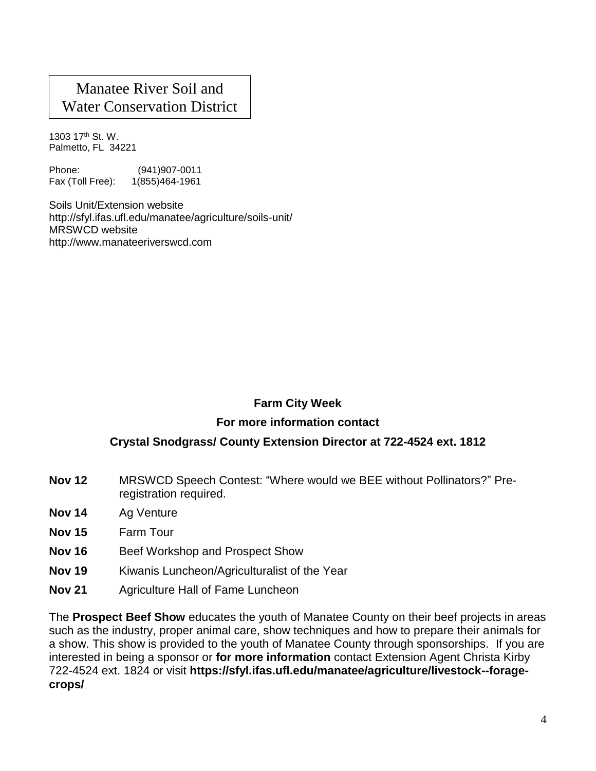Manatee River Soil and Water Conservation District

1303 17th St. W.
Palmetto, FL 34221

Phone: (941)907-0011
Fax (Toll Free): 1(855)464-1961

Soils Unit/Extension website
http://sfyl.ifas.ufl.edu/manatee/agriculture/soils-unit/
MRSWCD website
http://www.manateeriverswcd.com

**Farm City Week**

**For more information contact**

**Crystal Snodgrass/ County Extension Director at 722-4524 ext. 1812**

**Nov 12** MRSWCD Speech Contest: "Where would we BEE without Pollinators?" Pre-registration required.

**Nov 14** Ag Venture

**Nov 15** Farm Tour

**Nov 16** Beef Workshop and Prospect Show

**Nov 19** Kiwanis Luncheon/Agriculturalist of the Year

**Nov 21** Agriculture Hall of Fame Luncheon

The **Prospect Beef Show** educates the youth of Manatee County on their beef projects in areas such as the industry, proper animal care, show techniques and how to prepare their animals for a show. This show is provided to the youth of Manatee County through sponsorships. If you are interested in being a sponsor or **for more information** contact Extension Agent Christa Kirby 722-4524 ext. 1824 or visit **https://sfyl.ifas.ufl.edu/manatee/agriculture/livestock--forage-crops/**